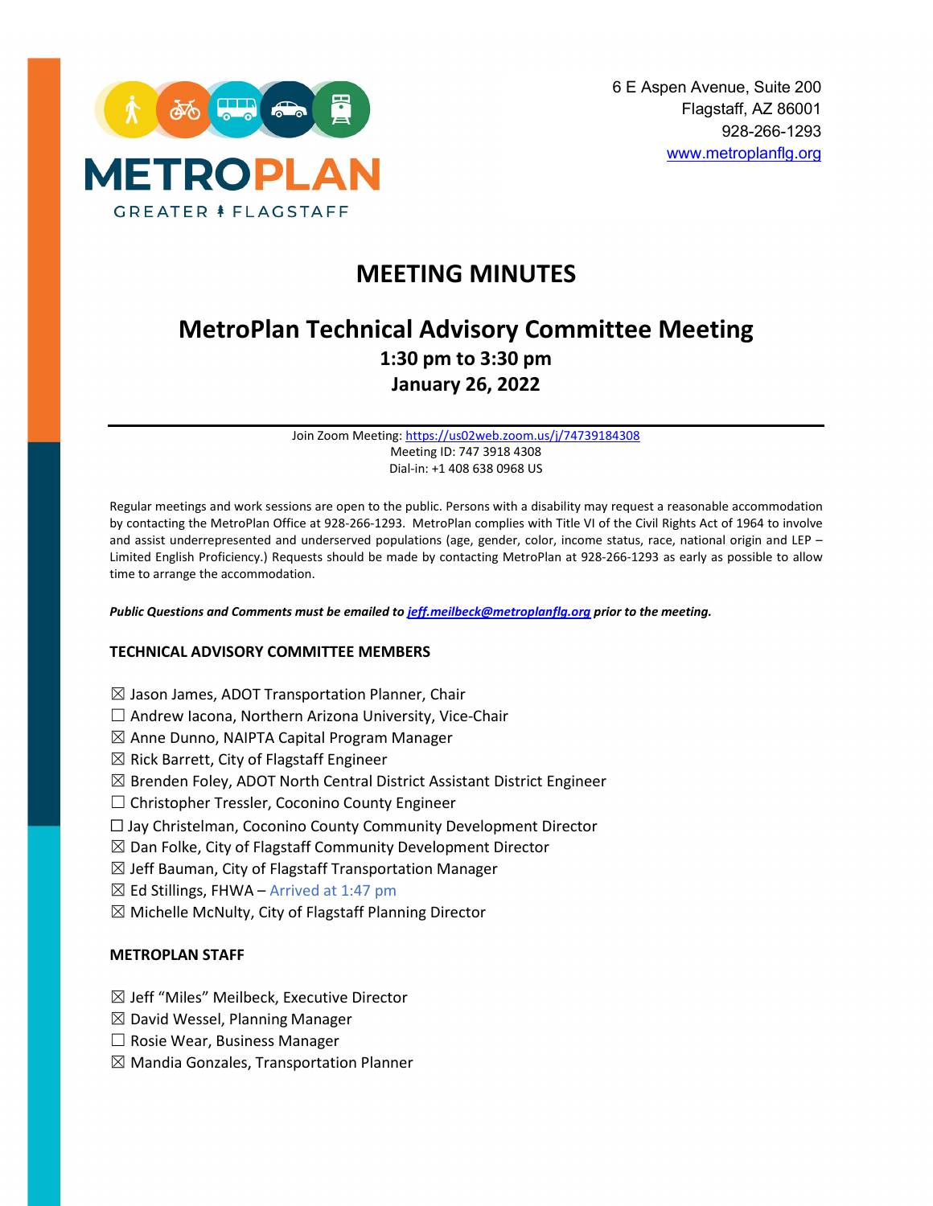METROPLAN
GREATER FLAGSTAFF

6 E Aspen Avenue, Suite 200
Flagstaff, AZ 86001
928-266-1293
www.metroplanflg.org

# MEETING MINUTES

## MetroPlan Technical Advisory Committee Meeting

**1:30 pm to 3:30 pm**
**January 26, 2022**

---

Join Zoom Meeting: https://us02web.zoom.us/j/74739184308
Meeting ID: 747 3918 4308
Dial-in: +1 408 638 0968 US

Regular meetings and work sessions are open to the public. Persons with a disability may request a reasonable accommodation by contacting the MetroPlan Office at 928-266-1293. MetroPlan complies with Title VI of the Civil Rights Act of 1964 to involve and assist underrepresented and underserved populations (age, gender, color, income status, race, national origin and LEP – Limited English Proficiency.) Requests should be made by contacting MetroPlan at 928-266-1293 as early as possible to allow time to arrange the accommodation.

***Public Questions and Comments must be emailed to jeff.meilbeck@metroplanflg.org prior to the meeting.***

### TECHNICAL ADVISORY COMMITTEE MEMBERS

☒ Jason James, ADOT Transportation Planner, Chair
☐ Andrew Iacona, Northern Arizona University, Vice-Chair
☒ Anne Dunno, NAIPTA Capital Program Manager
☒ Rick Barrett, City of Flagstaff Engineer
☒ Brenden Foley, ADOT North Central District Assistant District Engineer
☐ Christopher Tressler, Coconino County Engineer
☐ Jay Christelman, Coconino County Community Development Director
☒ Dan Folke, City of Flagstaff Community Development Director
☒ Jeff Bauman, City of Flagstaff Transportation Manager
☒ Ed Stillings, FHWA – Arrived at 1:47 pm
☒ Michelle McNulty, City of Flagstaff Planning Director

### METROPLAN STAFF

☒ Jeff "Miles" Meilbeck, Executive Director
☒ David Wessel, Planning Manager
☐ Rosie Wear, Business Manager
☒ Mandia Gonzales, Transportation Planner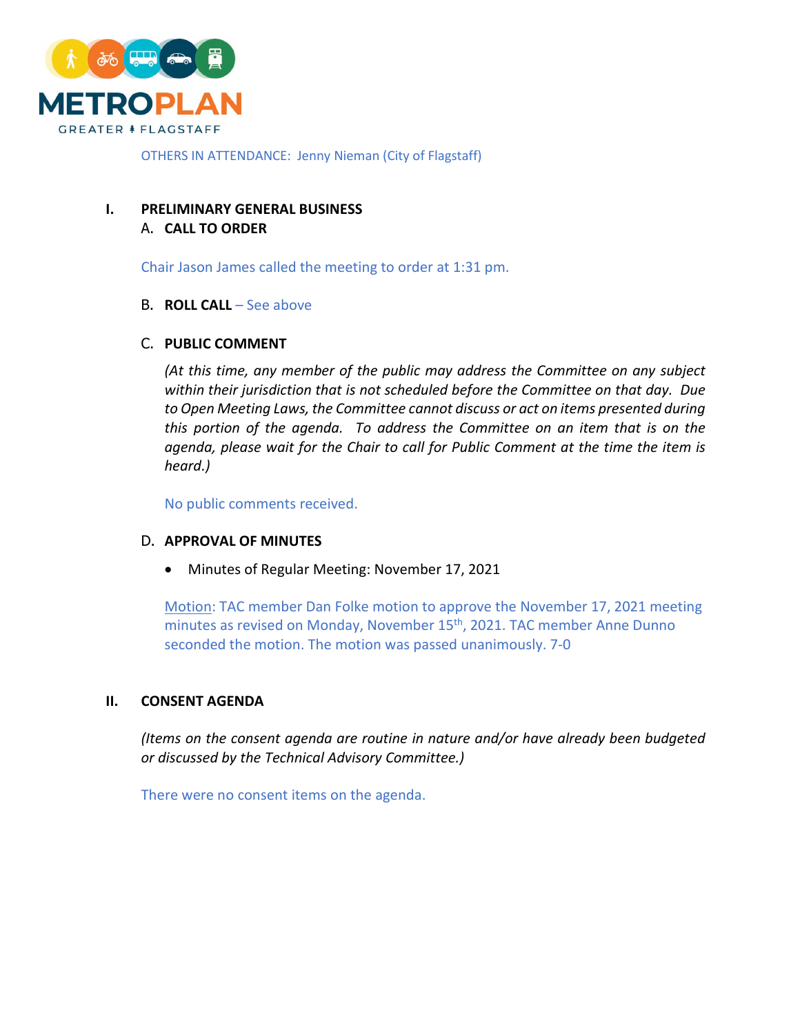OTHERS IN ATTENDANCE: Jenny Nieman (City of Flagstaff)

## I. PRELIMINARY GENERAL BUSINESS

### A. CALL TO ORDER

Chair Jason James called the meeting to order at 1:31 pm.

### B. ROLL CALL – See above

### C. PUBLIC COMMENT

*(At this time, any member of the public may address the Committee on any subject within their jurisdiction that is not scheduled before the Committee on that day. Due to Open Meeting Laws, the Committee cannot discuss or act on items presented during this portion of the agenda. To address the Committee on an item that is on the agenda, please wait for the Chair to call for Public Comment at the time the item is heard.)*

No public comments received.

### D. APPROVAL OF MINUTES

- Minutes of Regular Meeting: November 17, 2021

Motion: TAC member Dan Folke motion to approve the November 17, 2021 meeting minutes as revised on Monday, November 15th, 2021. TAC member Anne Dunno seconded the motion. The motion was passed unanimously. 7-0

## II. CONSENT AGENDA

*(Items on the consent agenda are routine in nature and/or have already been budgeted or discussed by the Technical Advisory Committee.)*

There were no consent items on the agenda.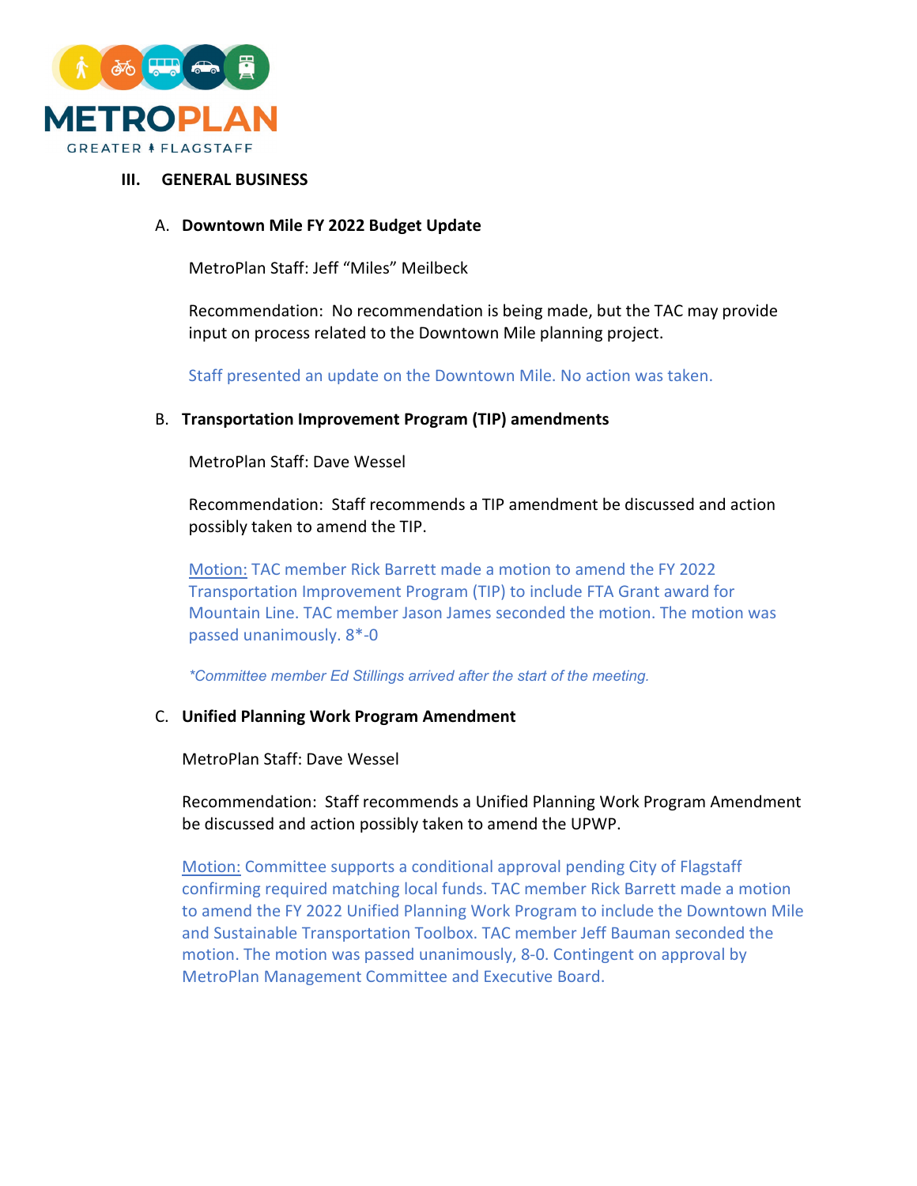## III. GENERAL BUSINESS

### A. Downtown Mile FY 2022 Budget Update

MetroPlan Staff: Jeff "Miles" Meilbeck

Recommendation: No recommendation is being made, but the TAC may provide input on process related to the Downtown Mile planning project.

Staff presented an update on the Downtown Mile. No action was taken.

### B. Transportation Improvement Program (TIP) amendments

MetroPlan Staff: Dave Wessel

Recommendation: Staff recommends a TIP amendment be discussed and action possibly taken to amend the TIP.

Motion: TAC member Rick Barrett made a motion to amend the FY 2022 Transportation Improvement Program (TIP) to include FTA Grant award for Mountain Line. TAC member Jason James seconded the motion. The motion was passed unanimously. 8*-0

*\*Committee member Ed Stillings arrived after the start of the meeting.*

### C. Unified Planning Work Program Amendment

MetroPlan Staff: Dave Wessel

Recommendation: Staff recommends a Unified Planning Work Program Amendment be discussed and action possibly taken to amend the UPWP.

Motion: Committee supports a conditional approval pending City of Flagstaff confirming required matching local funds. TAC member Rick Barrett made a motion to amend the FY 2022 Unified Planning Work Program to include the Downtown Mile and Sustainable Transportation Toolbox. TAC member Jeff Bauman seconded the motion. The motion was passed unanimously, 8-0. Contingent on approval by MetroPlan Management Committee and Executive Board.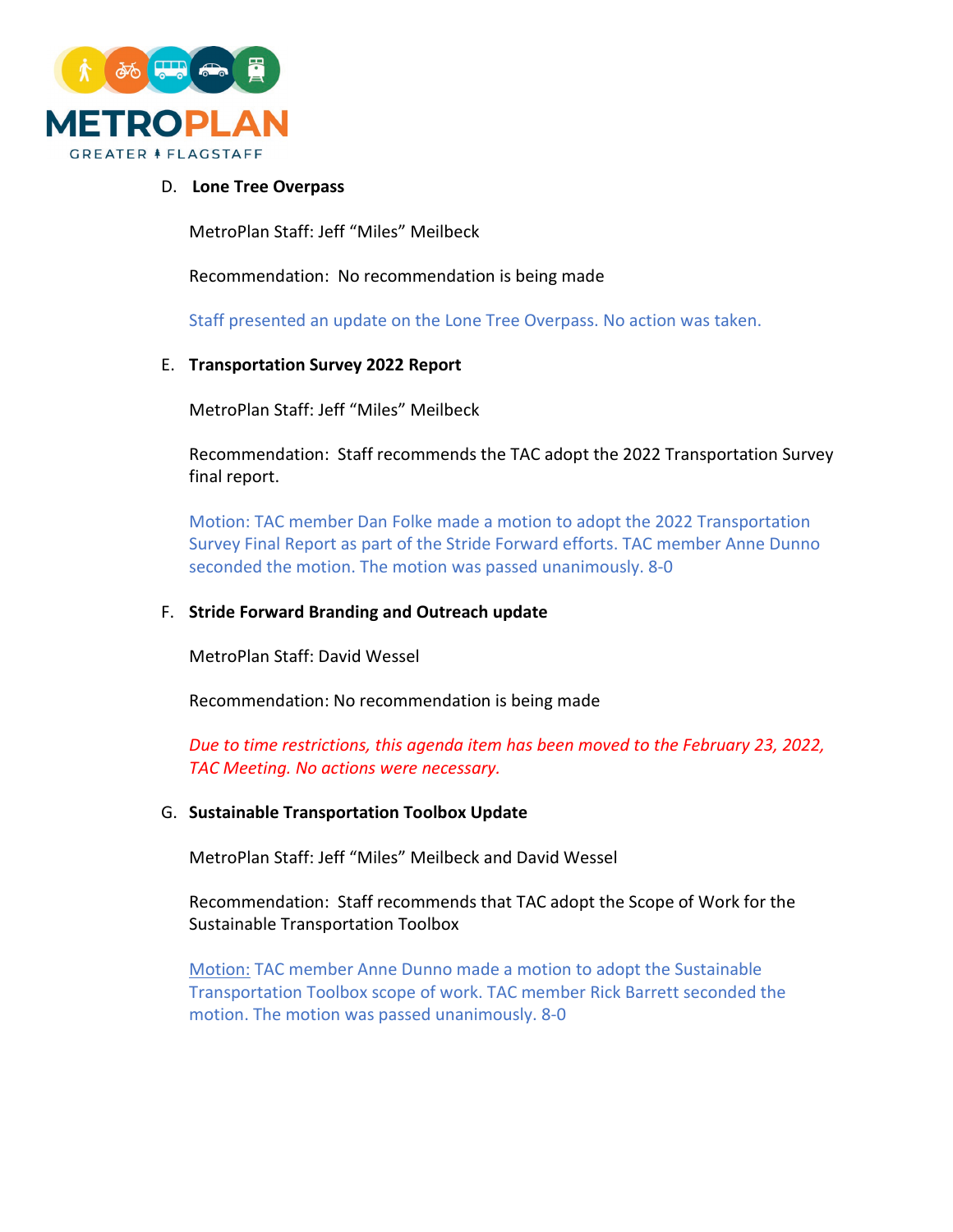D. **Lone Tree Overpass**

MetroPlan Staff: Jeff "Miles" Meilbeck

Recommendation: No recommendation is being made

Staff presented an update on the Lone Tree Overpass. No action was taken.

E. **Transportation Survey 2022 Report**

MetroPlan Staff: Jeff "Miles" Meilbeck

Recommendation: Staff recommends the TAC adopt the 2022 Transportation Survey final report.

Motion: TAC member Dan Folke made a motion to adopt the 2022 Transportation Survey Final Report as part of the Stride Forward efforts. TAC member Anne Dunno seconded the motion. The motion was passed unanimously. 8-0

F. **Stride Forward Branding and Outreach update**

MetroPlan Staff: David Wessel

Recommendation: No recommendation is being made

*Due to time restrictions, this agenda item has been moved to the February 23, 2022, TAC Meeting. No actions were necessary.*

G. **Sustainable Transportation Toolbox Update**

MetroPlan Staff: Jeff "Miles" Meilbeck and David Wessel

Recommendation: Staff recommends that TAC adopt the Scope of Work for the Sustainable Transportation Toolbox

Motion: TAC member Anne Dunno made a motion to adopt the Sustainable Transportation Toolbox scope of work. TAC member Rick Barrett seconded the motion. The motion was passed unanimously. 8-0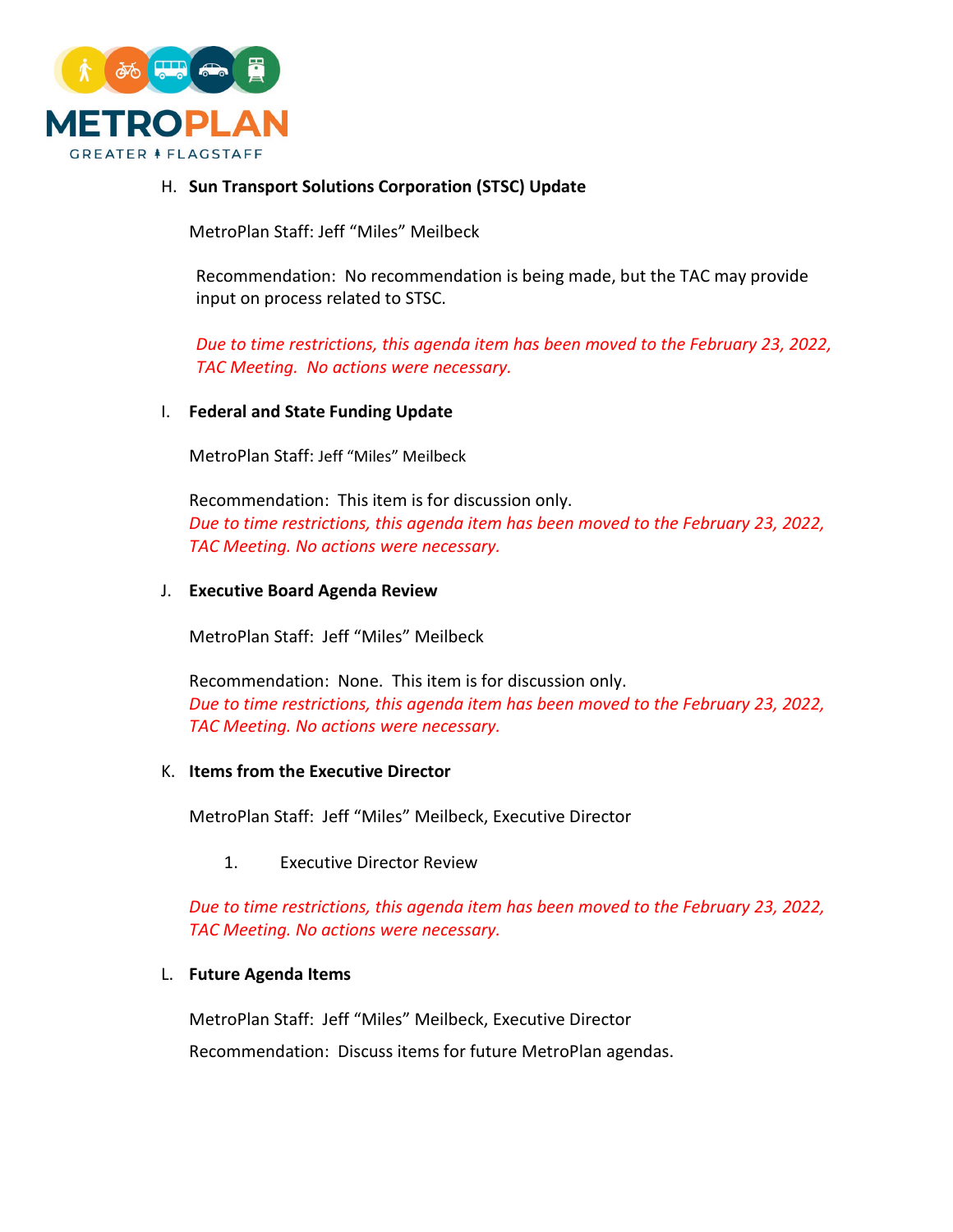H. **Sun Transport Solutions Corporation (STSC) Update**

MetroPlan Staff: Jeff "Miles" Meilbeck

Recommendation: No recommendation is being made, but the TAC may provide input on process related to STSC.

*Due to time restrictions, this agenda item has been moved to the February 23, 2022, TAC Meeting. No actions were necessary.*

I. **Federal and State Funding Update**

MetroPlan Staff: Jeff "Miles" Meilbeck

Recommendation: This item is for discussion only.
*Due to time restrictions, this agenda item has been moved to the February 23, 2022, TAC Meeting. No actions were necessary.*

J. **Executive Board Agenda Review**

MetroPlan Staff: Jeff "Miles" Meilbeck

Recommendation: None. This item is for discussion only.
*Due to time restrictions, this agenda item has been moved to the February 23, 2022, TAC Meeting. No actions were necessary.*

K. **Items from the Executive Director**

MetroPlan Staff: Jeff "Miles" Meilbeck, Executive Director

1. Executive Director Review

*Due to time restrictions, this agenda item has been moved to the February 23, 2022, TAC Meeting. No actions were necessary.*

L. **Future Agenda Items**

MetroPlan Staff: Jeff "Miles" Meilbeck, Executive Director

Recommendation: Discuss items for future MetroPlan agendas.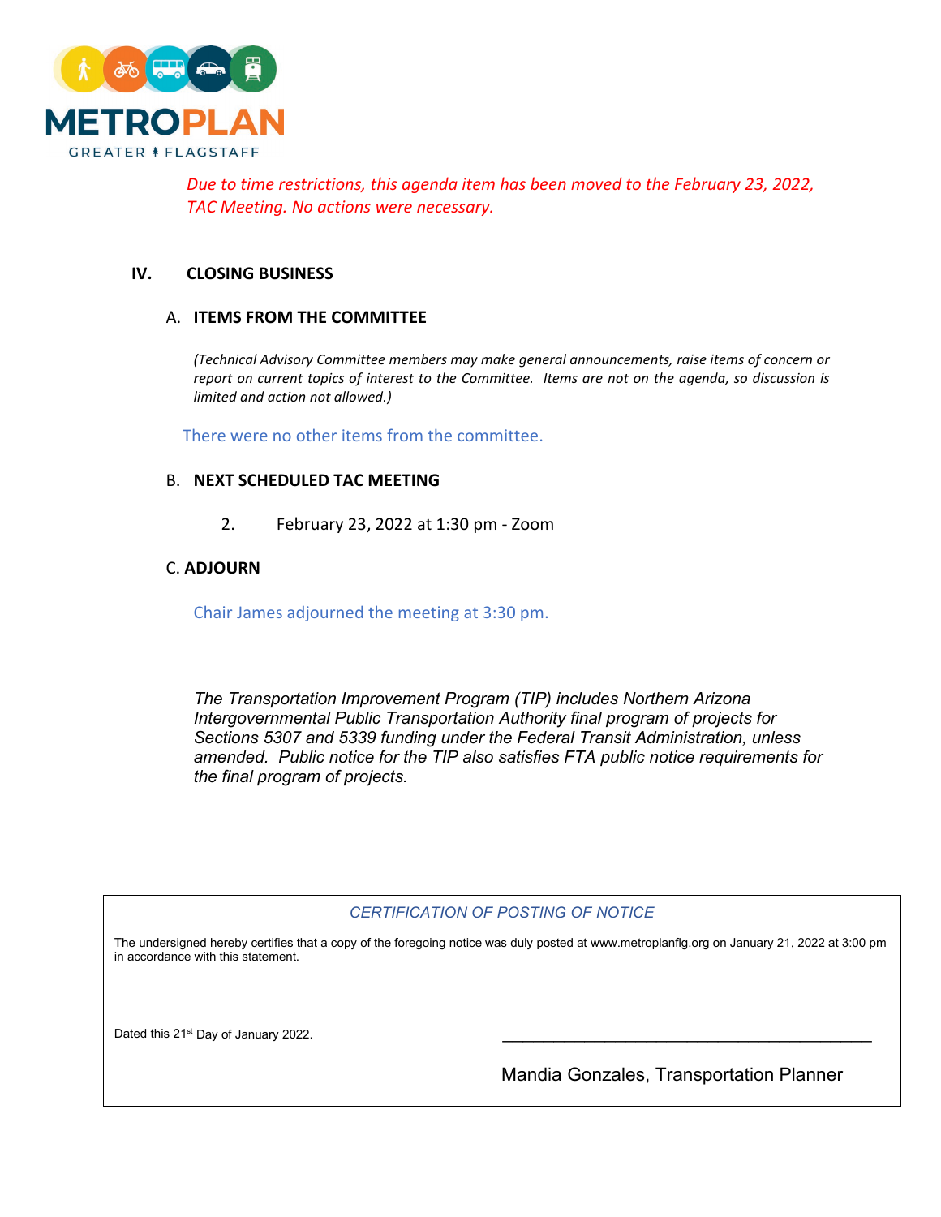*Due to time restrictions, this agenda item has been moved to the February 23, 2022, TAC Meeting. No actions were necessary.*

## IV. CLOSING BUSINESS

### A. ITEMS FROM THE COMMITTEE

*(Technical Advisory Committee members may make general announcements, raise items of concern or report on current topics of interest to the Committee. Items are not on the agenda, so discussion is limited and action not allowed.)*

There were no other items from the committee.

### B. NEXT SCHEDULED TAC MEETING

2. February 23, 2022 at 1:30 pm - Zoom

### C. ADJOURN

Chair James adjourned the meeting at 3:30 pm.

*The Transportation Improvement Program (TIP) includes Northern Arizona Intergovernmental Public Transportation Authority final program of projects for Sections 5307 and 5339 funding under the Federal Transit Administration, unless amended. Public notice for the TIP also satisfies FTA public notice requirements for the final program of projects.*

*CERTIFICATION OF POSTING OF NOTICE*

The undersigned hereby certifies that a copy of the foregoing notice was duly posted at www.metroplanflg.org on January 21, 2022 at 3:00 pm in accordance with this statement.

Dated this 21st Day of January 2022.

\_\_\_\_\_\_\_\_\_\_\_\_\_\_\_\_\_\_\_\_\_\_\_\_\_\_\_\_\_\_\_\_\_\_\_\_\_\_\_\_

Mandia Gonzales, Transportation Planner